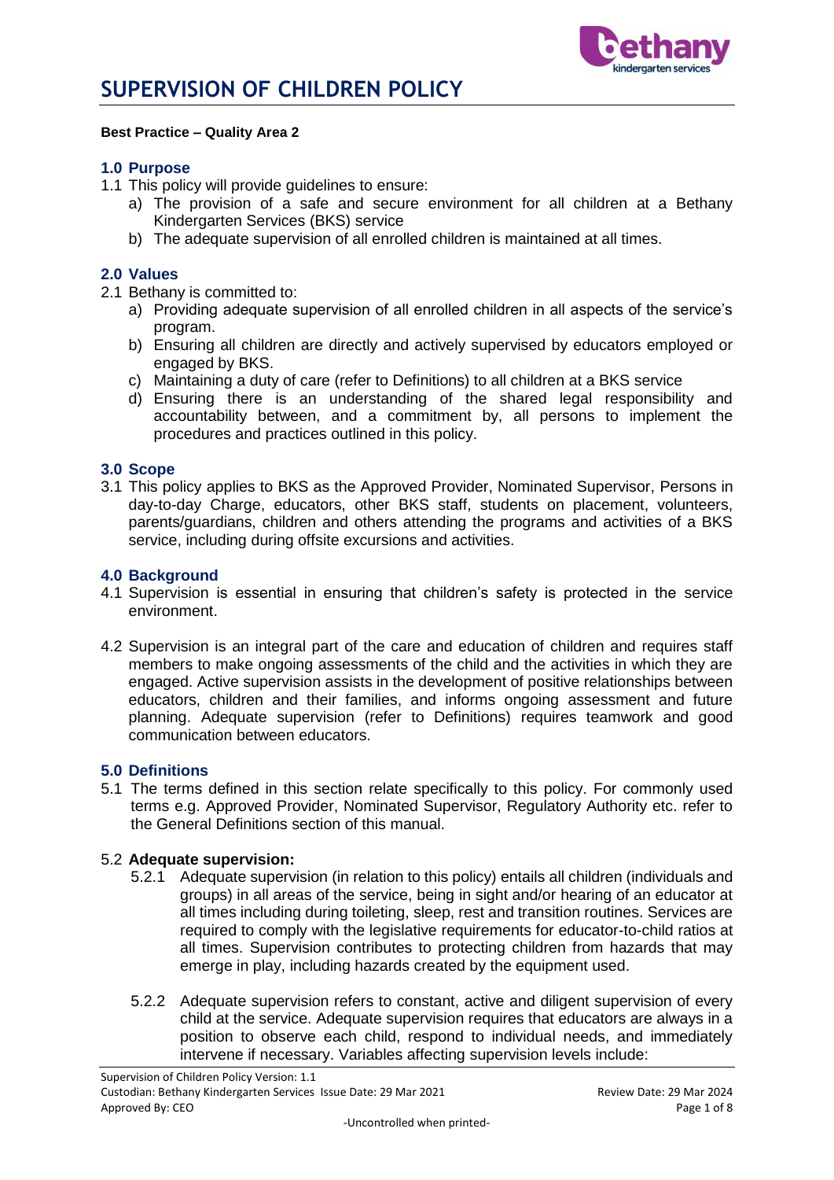# SUPERVISION OF CHILDREN POLICY

**Best Practice – Quality Area 2**

## 1.0 Purpose

1.1 This policy will provide guidelines to ensure:

a) The provision of a safe and secure environment for all children at a Bethany Kindergarten Services (BKS) service

b) The adequate supervision of all enrolled children is maintained at all times.

## 2.0 Values

2.1 Bethany is committed to:

a) Providing adequate supervision of all enrolled children in all aspects of the service's program.

b) Ensuring all children are directly and actively supervised by educators employed or engaged by BKS.

c) Maintaining a duty of care (refer to Definitions) to all children at a BKS service

d) Ensuring there is an understanding of the shared legal responsibility and accountability between, and a commitment by, all persons to implement the procedures and practices outlined in this policy.

## 3.0 Scope

3.1 This policy applies to BKS as the Approved Provider, Nominated Supervisor, Persons in day-to-day Charge, educators, other BKS staff, students on placement, volunteers, parents/guardians, children and others attending the programs and activities of a BKS service, including during offsite excursions and activities.

## 4.0 Background

4.1 Supervision is essential in ensuring that children's safety is protected in the service environment.

4.2 Supervision is an integral part of the care and education of children and requires staff members to make ongoing assessments of the child and the activities in which they are engaged. Active supervision assists in the development of positive relationships between educators, children and their families, and informs ongoing assessment and future planning. Adequate supervision (refer to Definitions) requires teamwork and good communication between educators.

## 5.0 Definitions

5.1 The terms defined in this section relate specifically to this policy. For commonly used terms e.g. Approved Provider, Nominated Supervisor, Regulatory Authority etc. refer to the General Definitions section of this manual.

5.2 **Adequate supervision:**

5.2.1 Adequate supervision (in relation to this policy) entails all children (individuals and groups) in all areas of the service, being in sight and/or hearing of an educator at all times including during toileting, sleep, rest and transition routines. Services are required to comply with the legislative requirements for educator-to-child ratios at all times. Supervision contributes to protecting children from hazards that may emerge in play, including hazards created by the equipment used.

5.2.2 Adequate supervision refers to constant, active and diligent supervision of every child at the service. Adequate supervision requires that educators are always in a position to observe each child, respond to individual needs, and immediately intervene if necessary. Variables affecting supervision levels include: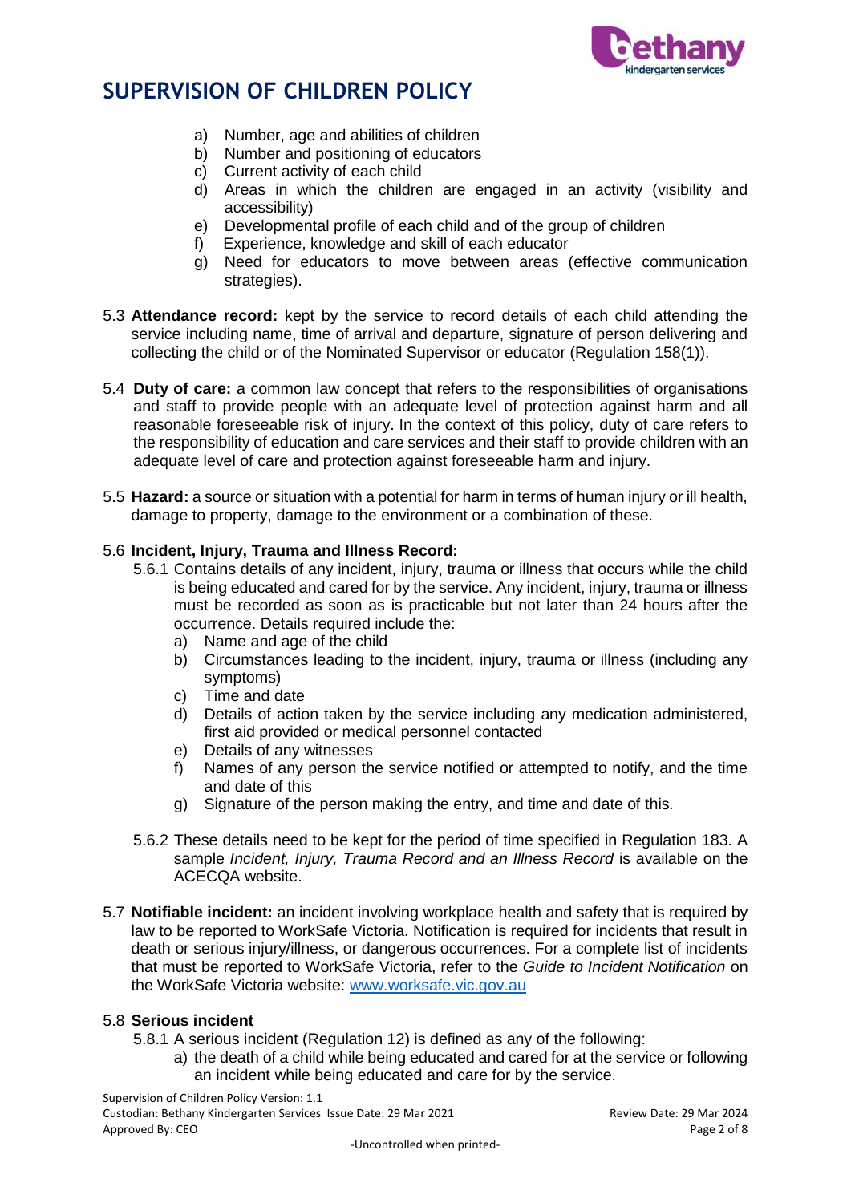a) Number, age and abilities of children
b) Number and positioning of educators
c) Current activity of each child
d) Areas in which the children are engaged in an activity (visibility and accessibility)
e) Developmental profile of each child and of the group of children
f) Experience, knowledge and skill of each educator
g) Need for educators to move between areas (effective communication strategies).

5.3 **Attendance record:** kept by the service to record details of each child attending the service including name, time of arrival and departure, signature of person delivering and collecting the child or of the Nominated Supervisor or educator (Regulation 158(1)).

5.4 **Duty of care:** a common law concept that refers to the responsibilities of organisations and staff to provide people with an adequate level of protection against harm and all reasonable foreseeable risk of injury. In the context of this policy, duty of care refers to the responsibility of education and care services and their staff to provide children with an adequate level of care and protection against foreseeable harm and injury.

5.5 **Hazard:** a source or situation with a potential for harm in terms of human injury or ill health, damage to property, damage to the environment or a combination of these.

5.6 **Incident, Injury, Trauma and Illness Record:**

5.6.1 Contains details of any incident, injury, trauma or illness that occurs while the child is being educated and cared for by the service. Any incident, injury, trauma or illness must be recorded as soon as is practicable but not later than 24 hours after the occurrence. Details required include the:

a) Name and age of the child
b) Circumstances leading to the incident, injury, trauma or illness (including any symptoms)
c) Time and date
d) Details of action taken by the service including any medication administered, first aid provided or medical personnel contacted
e) Details of any witnesses
f) Names of any person the service notified or attempted to notify, and the time and date of this
g) Signature of the person making the entry, and time and date of this.

5.6.2 These details need to be kept for the period of time specified in Regulation 183. A sample *Incident, Injury, Trauma Record and an Illness Record* is available on the ACECQA website.

5.7 **Notifiable incident:** an incident involving workplace health and safety that is required by law to be reported to WorkSafe Victoria. Notification is required for incidents that result in death or serious injury/illness, or dangerous occurrences. For a complete list of incidents that must be reported to WorkSafe Victoria, refer to the *Guide to Incident Notification* on the WorkSafe Victoria website: [www.worksafe.vic.gov.au](http://www.worksafe.vic.gov.au)

5.8 **Serious incident**

5.8.1 A serious incident (Regulation 12) is defined as any of the following:

a) the death of a child while being educated and cared for at the service or following an incident while being educated and care for by the service.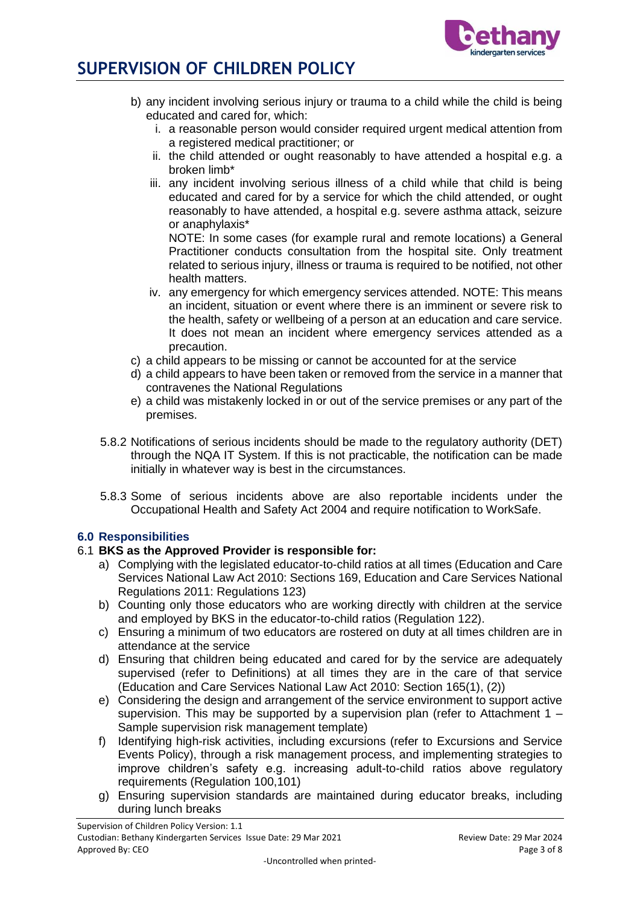- b) any incident involving serious injury or trauma to a child while the child is being educated and cared for, which:
  - i. a reasonable person would consider required urgent medical attention from a registered medical practitioner; or
  - ii. the child attended or ought reasonably to have attended a hospital e.g. a broken limb*
  - iii. any incident involving serious illness of a child while that child is being educated and cared for by a service for which the child attended, or ought reasonably to have attended, a hospital e.g. severe asthma attack, seizure or anaphylaxis*

    NOTE: In some cases (for example rural and remote locations) a General Practitioner conducts consultation from the hospital site. Only treatment related to serious injury, illness or trauma is required to be notified, not other health matters.
  - iv. any emergency for which emergency services attended. NOTE: This means an incident, situation or event where there is an imminent or severe risk to the health, safety or wellbeing of a person at an education and care service. It does not mean an incident where emergency services attended as a precaution.
- c) a child appears to be missing or cannot be accounted for at the service
- d) a child appears to have been taken or removed from the service in a manner that contravenes the National Regulations
- e) a child was mistakenly locked in or out of the service premises or any part of the premises.

5.8.2 Notifications of serious incidents should be made to the regulatory authority (DET) through the NQA IT System. If this is not practicable, the notification can be made initially in whatever way is best in the circumstances.

5.8.3 Some of serious incidents above are also reportable incidents under the Occupational Health and Safety Act 2004 and require notification to WorkSafe.

## 6.0 Responsibilities

### 6.1 BKS as the Approved Provider is responsible for:

- a) Complying with the legislated educator-to-child ratios at all times (Education and Care Services National Law Act 2010: Sections 169, Education and Care Services National Regulations 2011: Regulations 123)
- b) Counting only those educators who are working directly with children at the service and employed by BKS in the educator-to-child ratios (Regulation 122).
- c) Ensuring a minimum of two educators are rostered on duty at all times children are in attendance at the service
- d) Ensuring that children being educated and cared for by the service are adequately supervised (refer to Definitions) at all times they are in the care of that service (Education and Care Services National Law Act 2010: Section 165(1), (2))
- e) Considering the design and arrangement of the service environment to support active supervision. This may be supported by a supervision plan (refer to Attachment 1 – Sample supervision risk management template)
- f) Identifying high-risk activities, including excursions (refer to Excursions and Service Events Policy), through a risk management process, and implementing strategies to improve children's safety e.g. increasing adult-to-child ratios above regulatory requirements (Regulation 100,101)
- g) Ensuring supervision standards are maintained during educator breaks, including during lunch breaks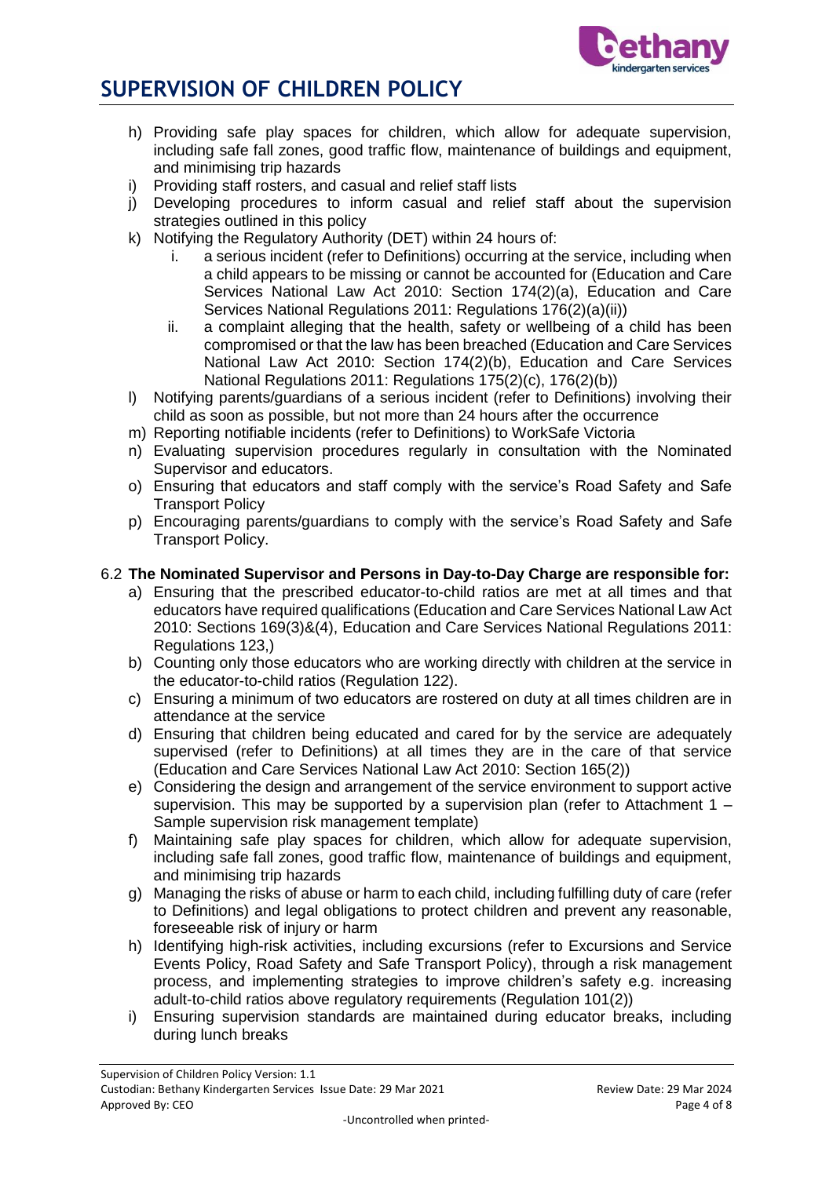h) Providing safe play spaces for children, which allow for adequate supervision, including safe fall zones, good traffic flow, maintenance of buildings and equipment, and minimising trip hazards
i) Providing staff rosters, and casual and relief staff lists
j) Developing procedures to inform casual and relief staff about the supervision strategies outlined in this policy
k) Notifying the Regulatory Authority (DET) within 24 hours of:
    i. a serious incident (refer to Definitions) occurring at the service, including when a child appears to be missing or cannot be accounted for (Education and Care Services National Law Act 2010: Section 174(2)(a), Education and Care Services National Regulations 2011: Regulations 176(2)(a)(ii))
    ii. a complaint alleging that the health, safety or wellbeing of a child has been compromised or that the law has been breached (Education and Care Services National Law Act 2010: Section 174(2)(b), Education and Care Services National Regulations 2011: Regulations 175(2)(c), 176(2)(b))
l) Notifying parents/guardians of a serious incident (refer to Definitions) involving their child as soon as possible, but not more than 24 hours after the occurrence
m) Reporting notifiable incidents (refer to Definitions) to WorkSafe Victoria
n) Evaluating supervision procedures regularly in consultation with the Nominated Supervisor and educators.
o) Ensuring that educators and staff comply with the service's Road Safety and Safe Transport Policy
p) Encouraging parents/guardians to comply with the service's Road Safety and Safe Transport Policy.

6.2 **The Nominated Supervisor and Persons in Day-to-Day Charge are responsible for:**

a) Ensuring that the prescribed educator-to-child ratios are met at all times and that educators have required qualifications (Education and Care Services National Law Act 2010: Sections 169(3)&(4), Education and Care Services National Regulations 2011: Regulations 123,)
b) Counting only those educators who are working directly with children at the service in the educator-to-child ratios (Regulation 122).
c) Ensuring a minimum of two educators are rostered on duty at all times children are in attendance at the service
d) Ensuring that children being educated and cared for by the service are adequately supervised (refer to Definitions) at all times they are in the care of that service (Education and Care Services National Law Act 2010: Section 165(2))
e) Considering the design and arrangement of the service environment to support active supervision. This may be supported by a supervision plan (refer to Attachment 1 – Sample supervision risk management template)
f) Maintaining safe play spaces for children, which allow for adequate supervision, including safe fall zones, good traffic flow, maintenance of buildings and equipment, and minimising trip hazards
g) Managing the risks of abuse or harm to each child, including fulfilling duty of care (refer to Definitions) and legal obligations to protect children and prevent any reasonable, foreseeable risk of injury or harm
h) Identifying high-risk activities, including excursions (refer to Excursions and Service Events Policy, Road Safety and Safe Transport Policy), through a risk management process, and implementing strategies to improve children's safety e.g. increasing adult-to-child ratios above regulatory requirements (Regulation 101(2))
i) Ensuring supervision standards are maintained during educator breaks, including during lunch breaks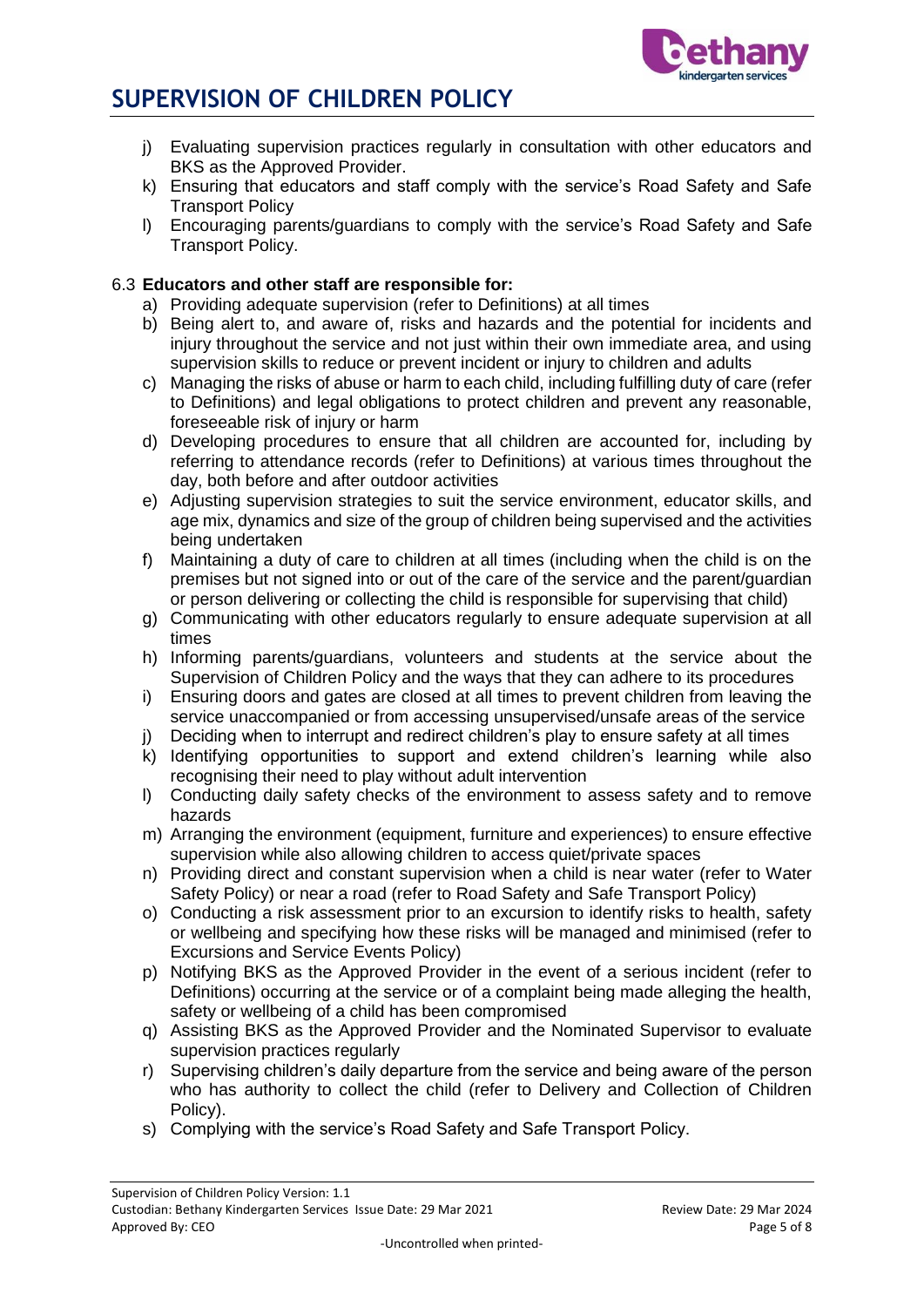j) Evaluating supervision practices regularly in consultation with other educators and BKS as the Approved Provider.
k) Ensuring that educators and staff comply with the service's Road Safety and Safe Transport Policy
l) Encouraging parents/guardians to comply with the service's Road Safety and Safe Transport Policy.

### 6.3 **Educators and other staff are responsible for:**

a) Providing adequate supervision (refer to Definitions) at all times
b) Being alert to, and aware of, risks and hazards and the potential for incidents and injury throughout the service and not just within their own immediate area, and using supervision skills to reduce or prevent incident or injury to children and adults
c) Managing the risks of abuse or harm to each child, including fulfilling duty of care (refer to Definitions) and legal obligations to protect children and prevent any reasonable, foreseeable risk of injury or harm
d) Developing procedures to ensure that all children are accounted for, including by referring to attendance records (refer to Definitions) at various times throughout the day, both before and after outdoor activities
e) Adjusting supervision strategies to suit the service environment, educator skills, and age mix, dynamics and size of the group of children being supervised and the activities being undertaken
f) Maintaining a duty of care to children at all times (including when the child is on the premises but not signed into or out of the care of the service and the parent/guardian or person delivering or collecting the child is responsible for supervising that child)
g) Communicating with other educators regularly to ensure adequate supervision at all times
h) Informing parents/guardians, volunteers and students at the service about the Supervision of Children Policy and the ways that they can adhere to its procedures
i) Ensuring doors and gates are closed at all times to prevent children from leaving the service unaccompanied or from accessing unsupervised/unsafe areas of the service
j) Deciding when to interrupt and redirect children's play to ensure safety at all times
k) Identifying opportunities to support and extend children's learning while also recognising their need to play without adult intervention
l) Conducting daily safety checks of the environment to assess safety and to remove hazards
m) Arranging the environment (equipment, furniture and experiences) to ensure effective supervision while also allowing children to access quiet/private spaces
n) Providing direct and constant supervision when a child is near water (refer to Water Safety Policy) or near a road (refer to Road Safety and Safe Transport Policy)
o) Conducting a risk assessment prior to an excursion to identify risks to health, safety or wellbeing and specifying how these risks will be managed and minimised (refer to Excursions and Service Events Policy)
p) Notifying BKS as the Approved Provider in the event of a serious incident (refer to Definitions) occurring at the service or of a complaint being made alleging the health, safety or wellbeing of a child has been compromised
q) Assisting BKS as the Approved Provider and the Nominated Supervisor to evaluate supervision practices regularly
r) Supervising children's daily departure from the service and being aware of the person who has authority to collect the child (refer to Delivery and Collection of Children Policy).
s) Complying with the service's Road Safety and Safe Transport Policy.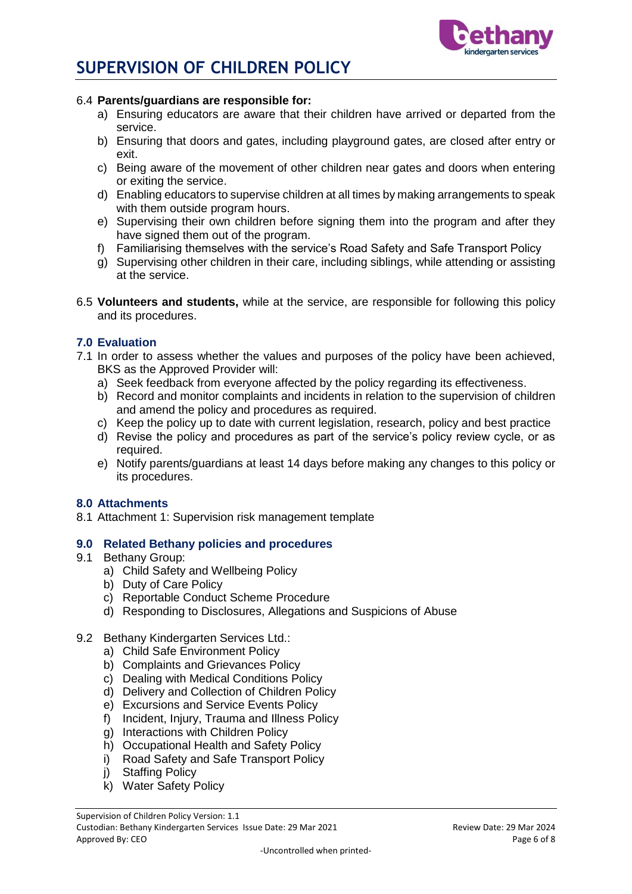6.4 **Parents/guardians are responsible for:**

a) Ensuring educators are aware that their children have arrived or departed from the service.
b) Ensuring that doors and gates, including playground gates, are closed after entry or exit.
c) Being aware of the movement of other children near gates and doors when entering or exiting the service.
d) Enabling educators to supervise children at all times by making arrangements to speak with them outside program hours.
e) Supervising their own children before signing them into the program and after they have signed them out of the program.
f) Familiarising themselves with the service's Road Safety and Safe Transport Policy
g) Supervising other children in their care, including siblings, while attending or assisting at the service.

6.5 **Volunteers and students,** while at the service, are responsible for following this policy and its procedures.

## 7.0 Evaluation

7.1 In order to assess whether the values and purposes of the policy have been achieved, BKS as the Approved Provider will:

a) Seek feedback from everyone affected by the policy regarding its effectiveness.
b) Record and monitor complaints and incidents in relation to the supervision of children and amend the policy and procedures as required.
c) Keep the policy up to date with current legislation, research, policy and best practice
d) Revise the policy and procedures as part of the service's policy review cycle, or as required.
e) Notify parents/guardians at least 14 days before making any changes to this policy or its procedures.

## 8.0 Attachments

8.1 Attachment 1: Supervision risk management template

## 9.0 Related Bethany policies and procedures

9.1 Bethany Group:

a) Child Safety and Wellbeing Policy
b) Duty of Care Policy
c) Reportable Conduct Scheme Procedure
d) Responding to Disclosures, Allegations and Suspicions of Abuse

9.2 Bethany Kindergarten Services Ltd.:

a) Child Safe Environment Policy
b) Complaints and Grievances Policy
c) Dealing with Medical Conditions Policy
d) Delivery and Collection of Children Policy
e) Excursions and Service Events Policy
f) Incident, Injury, Trauma and Illness Policy
g) Interactions with Children Policy
h) Occupational Health and Safety Policy
i) Road Safety and Safe Transport Policy
j) Staffing Policy
k) Water Safety Policy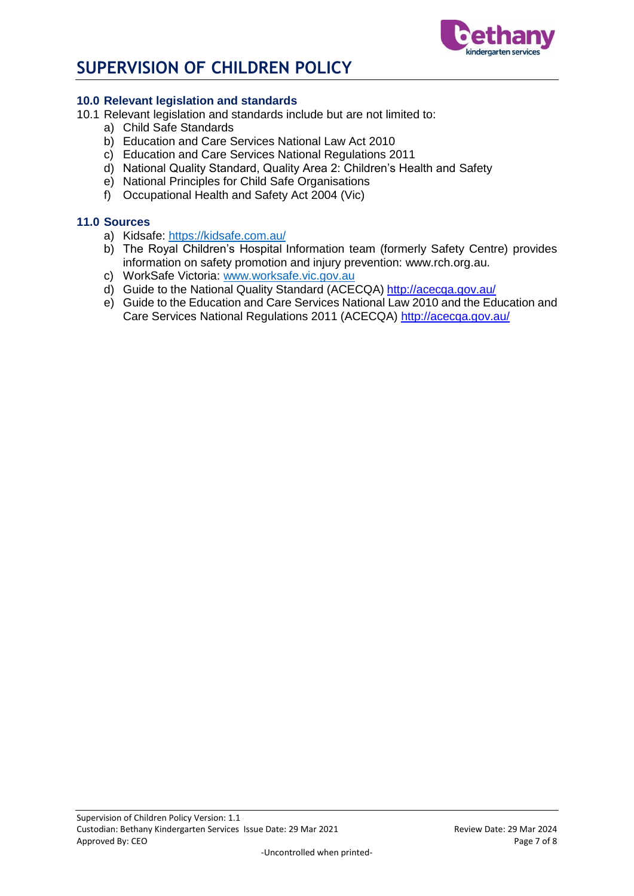## 10.0 Relevant legislation and standards

10.1 Relevant legislation and standards include but are not limited to:

a) Child Safe Standards
b) Education and Care Services National Law Act 2010
c) Education and Care Services National Regulations 2011
d) National Quality Standard, Quality Area 2: Children's Health and Safety
e) National Principles for Child Safe Organisations
f) Occupational Health and Safety Act 2004 (Vic)

## 11.0 Sources

a) Kidsafe: https://kidsafe.com.au/
b) The Royal Children's Hospital Information team (formerly Safety Centre) provides information on safety promotion and injury prevention: www.rch.org.au.
c) WorkSafe Victoria: www.worksafe.vic.gov.au
d) Guide to the National Quality Standard (ACECQA) http://acecqa.gov.au/
e) Guide to the Education and Care Services National Law 2010 and the Education and Care Services National Regulations 2011 (ACECQA) http://acecqa.gov.au/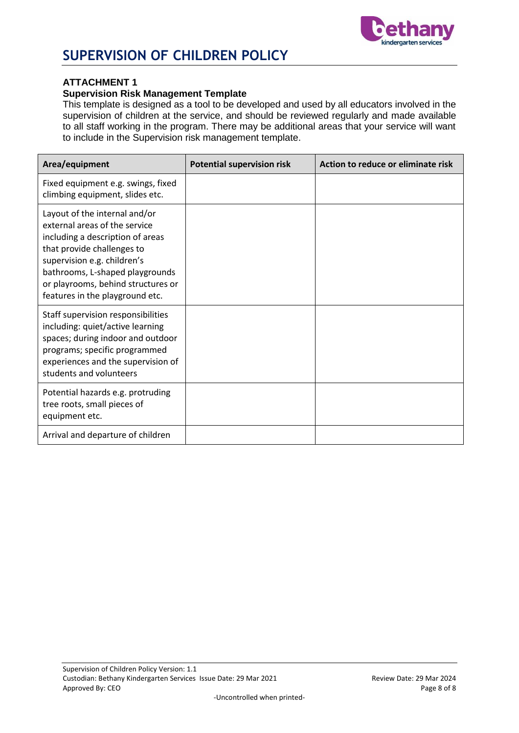# SUPERVISION OF CHILDREN POLICY

**ATTACHMENT 1**

**Supervision Risk Management Template**

This template is designed as a tool to be developed and used by all educators involved in the supervision of children at the service, and should be reviewed regularly and made available to all staff working in the program. There may be additional areas that your service will want to include in the Supervision risk management template.

| Area/equipment | Potential supervision risk | Action to reduce or eliminate risk |
|---|---|---|
| Fixed equipment e.g. swings, fixed climbing equipment, slides etc. | | |
| Layout of the internal and/or external areas of the service including a description of areas that provide challenges to supervision e.g. children's bathrooms, L-shaped playgrounds or playrooms, behind structures or features in the playground etc. | | |
| Staff supervision responsibilities including: quiet/active learning spaces; during indoor and outdoor programs; specific programmed experiences and the supervision of students and volunteers | | |
| Potential hazards e.g. protruding tree roots, small pieces of equipment etc. | | |
| Arrival and departure of children | | |